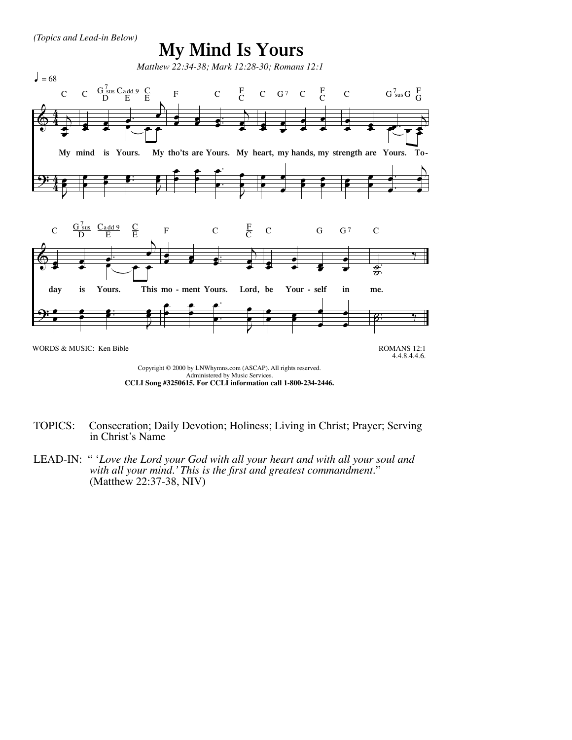*(Topics and Lead-in Below)*

# My Mind Is Yours

*Matthew 22:34-38; Mark 12:28-30; Romans 12:1*

♩ = 68

My mind is Yours. My tho'ts are Yours. My heart, my hands, my strength are Yours. Today is Yours. This moment Yours. Lord, be Yourself in me.

WORDS & MUSIC: Ken Bible

ROMANS 12:1
4.4.8.4.4.6.

Copyright © 2000 by LNWhymns.com (ASCAP). All rights reserved.
Administered by Music Services.
**CCLI Song #3250615. For CCLI information call 1-800-234-2446.**

TOPICS: Consecration; Daily Devotion; Holiness; Living in Christ; Prayer; Serving in Christ's Name

LEAD-IN: " '*Love the Lord your God with all your heart and with all your soul and with all your mind.' This is the first and greatest commandment.*" (Matthew 22:37-38, NIV)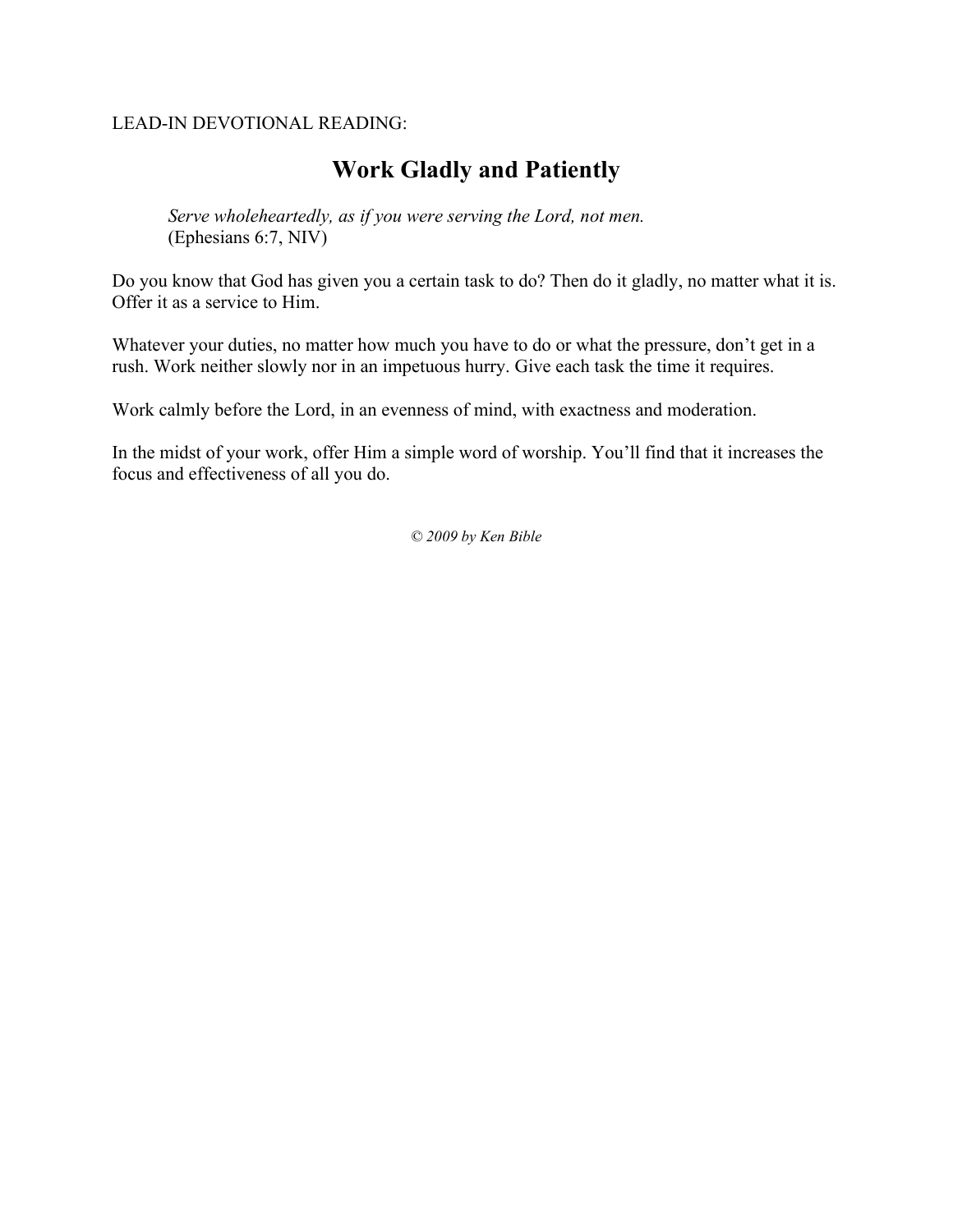LEAD-IN DEVOTIONAL READING:

# Work Gladly and Patiently

> *Serve wholeheartedly, as if you were serving the Lord, not men.*
> (Ephesians 6:7, NIV)

Do you know that God has given you a certain task to do? Then do it gladly, no matter what it is. Offer it as a service to Him.

Whatever your duties, no matter how much you have to do or what the pressure, don't get in a rush. Work neither slowly nor in an impetuous hurry. Give each task the time it requires.

Work calmly before the Lord, in an evenness of mind, with exactness and moderation.

In the midst of your work, offer Him a simple word of worship. You'll find that it increases the focus and effectiveness of all you do.

*© 2009 by Ken Bible*